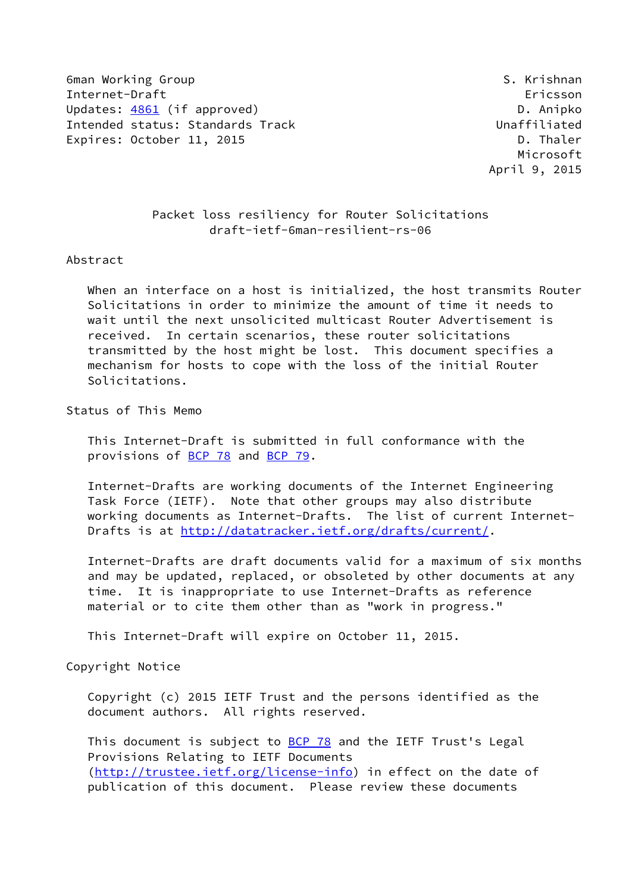6man Working Group S. Krishnan
Internet-Draft Ericsson
Updates: 4861 (if approved) D. Anipko
Intended status: Standards Track Unaffiliated
Expires: October 11, 2015 D. Thaler
Microsoft
April 9, 2015

# Packet loss resiliency for Router Solicitations
draft-ietf-6man-resilient-rs-06

## Abstract

When an interface on a host is initialized, the host transmits Router Solicitations in order to minimize the amount of time it needs to wait until the next unsolicited multicast Router Advertisement is received. In certain scenarios, these router solicitations transmitted by the host might be lost. This document specifies a mechanism for hosts to cope with the loss of the initial Router Solicitations.

## Status of This Memo

This Internet-Draft is submitted in full conformance with the provisions of BCP 78 and BCP 79.

Internet-Drafts are working documents of the Internet Engineering Task Force (IETF). Note that other groups may also distribute working documents as Internet-Drafts. The list of current Internet-Drafts is at http://datatracker.ietf.org/drafts/current/.

Internet-Drafts are draft documents valid for a maximum of six months and may be updated, replaced, or obsoleted by other documents at any time. It is inappropriate to use Internet-Drafts as reference material or to cite them other than as "work in progress."

This Internet-Draft will expire on October 11, 2015.

## Copyright Notice

Copyright (c) 2015 IETF Trust and the persons identified as the document authors. All rights reserved.

This document is subject to BCP 78 and the IETF Trust's Legal Provisions Relating to IETF Documents (http://trustee.ietf.org/license-info) in effect on the date of publication of this document. Please review these documents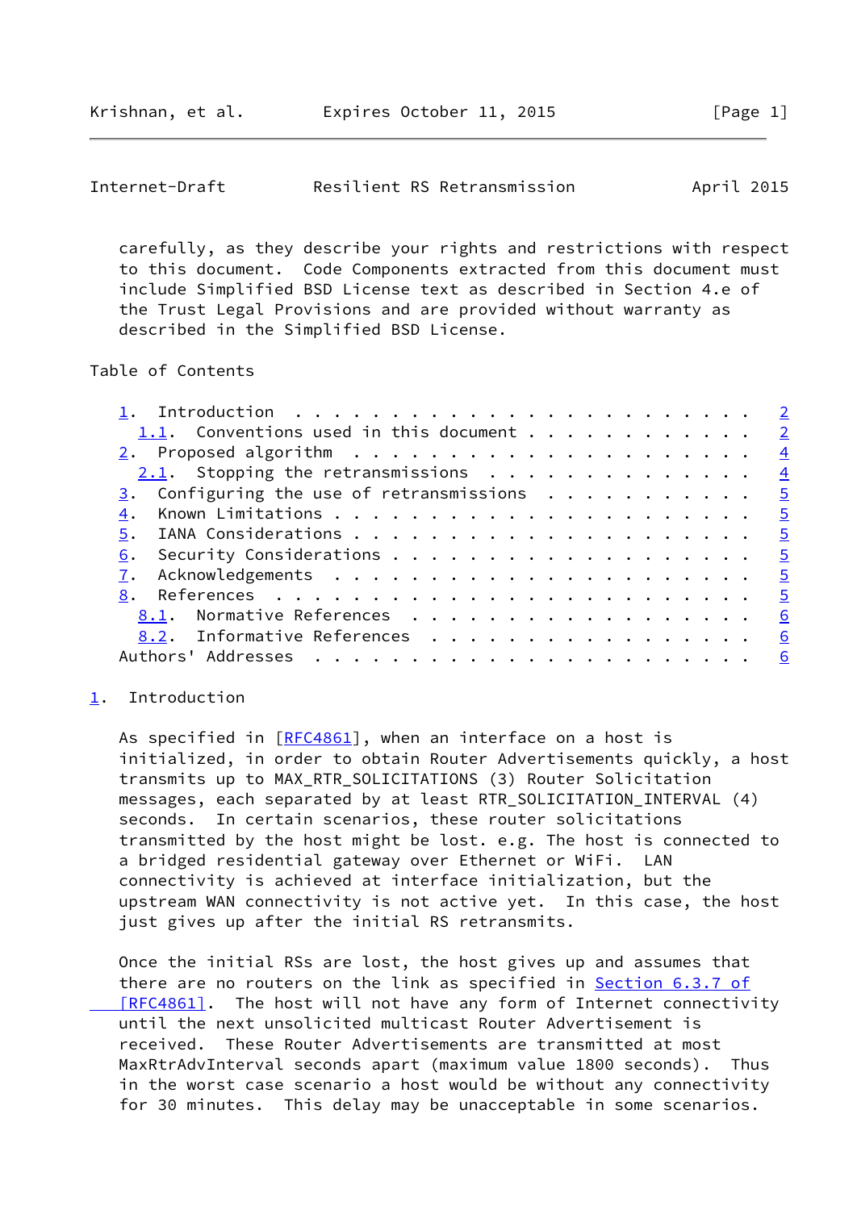carefully, as they describe your rights and restrictions with respect to this document. Code Components extracted from this document must include Simplified BSD License text as described in Section 4.e of the Trust Legal Provisions and are provided without warranty as described in the Simplified BSD License.

## Table of Contents

- 1. Introduction . . . . . . . . . . . . . . . . . . . . . . . . 2
  - 1.1. Conventions used in this document . . . . . . . . . . . . 2
- 2. Proposed algorithm . . . . . . . . . . . . . . . . . . . . . 4
  - 2.1. Stopping the retransmissions . . . . . . . . . . . . . . 4
- 3. Configuring the use of retransmissions . . . . . . . . . . . 5
- 4. Known Limitations . . . . . . . . . . . . . . . . . . . . . . 5
- 5. IANA Considerations . . . . . . . . . . . . . . . . . . . . . 5
- 6. Security Considerations . . . . . . . . . . . . . . . . . . . 5
- 7. Acknowledgements . . . . . . . . . . . . . . . . . . . . . . 5
- 8. References . . . . . . . . . . . . . . . . . . . . . . . . . 5
  - 8.1. Normative References . . . . . . . . . . . . . . . . . . 6
  - 8.2. Informative References . . . . . . . . . . . . . . . . . 6
- Authors' Addresses . . . . . . . . . . . . . . . . . . . . . . . 6

## 1. Introduction

As specified in [RFC4861], when an interface on a host is initialized, in order to obtain Router Advertisements quickly, a host transmits up to MAX_RTR_SOLICITATIONS (3) Router Solicitation messages, each separated by at least RTR_SOLICITATION_INTERVAL (4) seconds. In certain scenarios, these router solicitations transmitted by the host might be lost. e.g. The host is connected to a bridged residential gateway over Ethernet or WiFi. LAN connectivity is achieved at interface initialization, but the upstream WAN connectivity is not active yet. In this case, the host just gives up after the initial RS retransmits.

Once the initial RSs are lost, the host gives up and assumes that there are no routers on the link as specified in Section 6.3.7 of [RFC4861]. The host will not have any form of Internet connectivity until the next unsolicited multicast Router Advertisement is received. These Router Advertisements are transmitted at most MaxRtrAdvInterval seconds apart (maximum value 1800 seconds). Thus in the worst case scenario a host would be without any connectivity for 30 minutes. This delay may be unacceptable in some scenarios.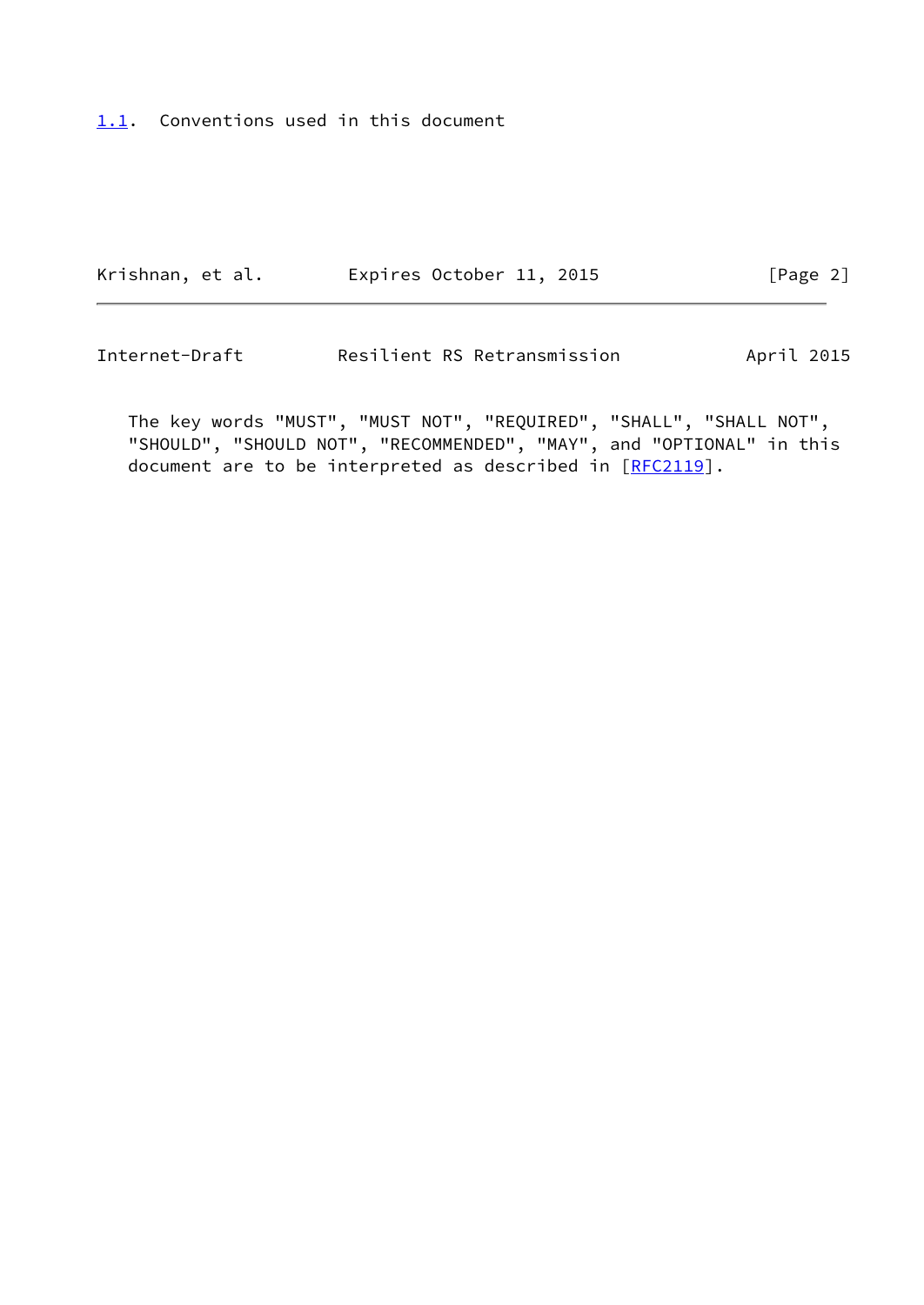## 1.1. Conventions used in this document

The key words "MUST", "MUST NOT", "REQUIRED", "SHALL", "SHALL NOT", "SHOULD", "SHOULD NOT", "RECOMMENDED", "MAY", and "OPTIONAL" in this document are to be interpreted as described in [RFC2119].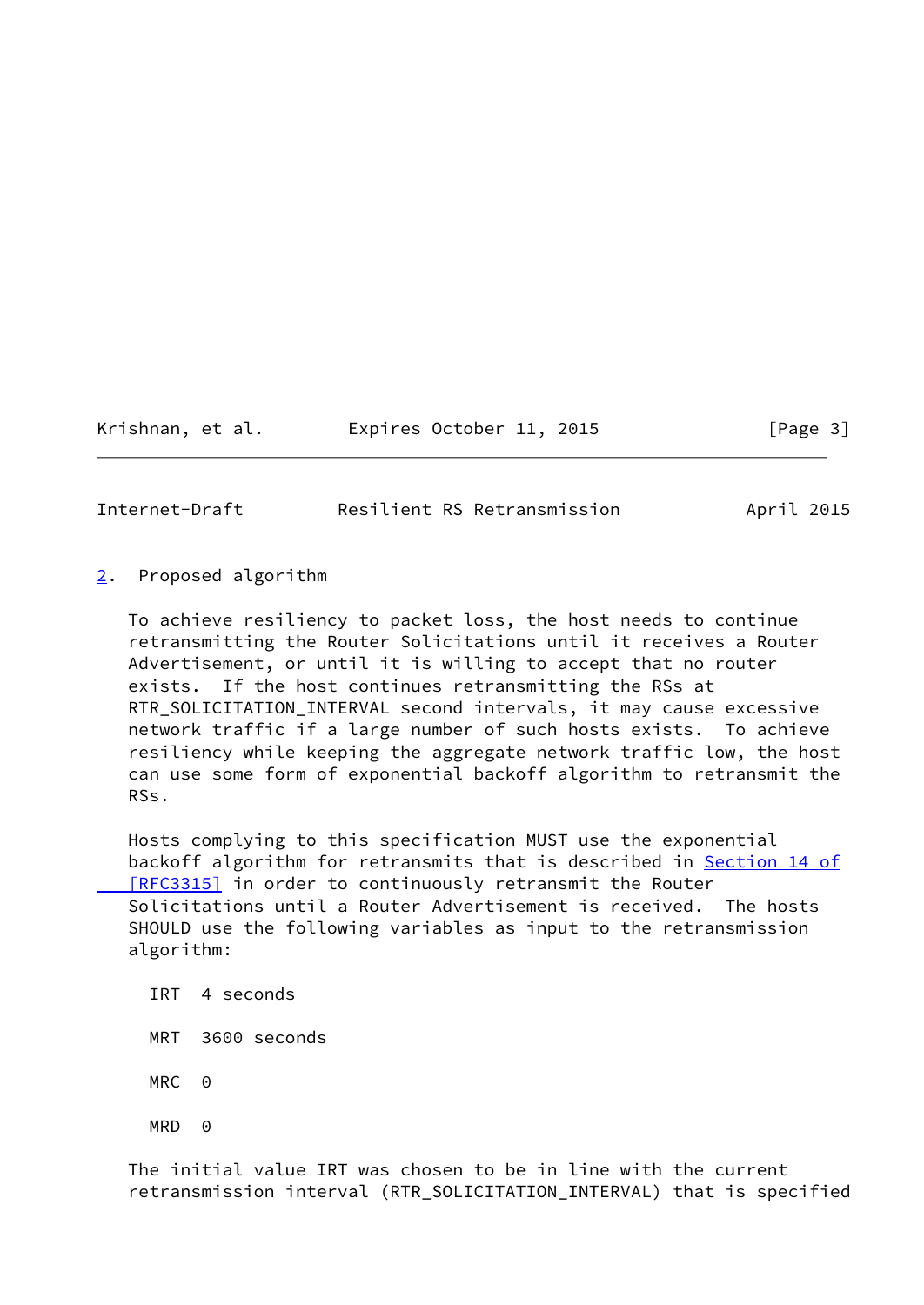## 2. Proposed algorithm

To achieve resiliency to packet loss, the host needs to continue retransmitting the Router Solicitations until it receives a Router Advertisement, or until it is willing to accept that no router exists. If the host continues retransmitting the RSs at RTR_SOLICITATION_INTERVAL second intervals, it may cause excessive network traffic if a large number of such hosts exists. To achieve resiliency while keeping the aggregate network traffic low, the host can use some form of exponential backoff algorithm to retransmit the RSs.

Hosts complying to this specification MUST use the exponential backoff algorithm for retransmits that is described in Section 14 of [RFC3315] in order to continuously retransmit the Router Solicitations until a Router Advertisement is received. The hosts SHOULD use the following variables as input to the retransmission algorithm:

IRT 4 seconds

MRT 3600 seconds

MRC 0

MRD 0

The initial value IRT was chosen to be in line with the current retransmission interval (RTR_SOLICITATION_INTERVAL) that is specified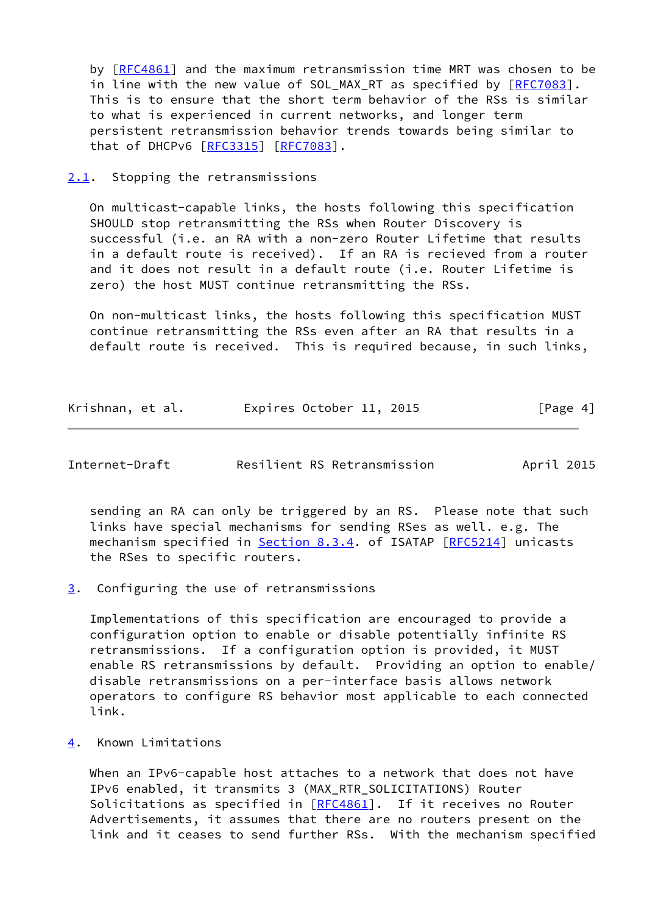by [RFC4861] and the maximum retransmission time MRT was chosen to be in line with the new value of SOL_MAX_RT as specified by [RFC7083]. This is to ensure that the short term behavior of the RSs is similar to what is experienced in current networks, and longer term persistent retransmission behavior trends towards being similar to that of DHCPv6 [RFC3315] [RFC7083].

### 2.1. Stopping the retransmissions

On multicast-capable links, the hosts following this specification SHOULD stop retransmitting the RSs when Router Discovery is successful (i.e. an RA with a non-zero Router Lifetime that results in a default route is received). If an RA is recieved from a router and it does not result in a default route (i.e. Router Lifetime is zero) the host MUST continue retransmitting the RSs.

On non-multicast links, the hosts following this specification MUST continue retransmitting the RSs even after an RA that results in a default route is received. This is required because, in such links, sending an RA can only be triggered by an RS. Please note that such links have special mechanisms for sending RSes as well. e.g. The mechanism specified in Section 8.3.4. of ISATAP [RFC5214] unicasts the RSes to specific routers.

## 3. Configuring the use of retransmissions

Implementations of this specification are encouraged to provide a configuration option to enable or disable potentially infinite RS retransmissions. If a configuration option is provided, it MUST enable RS retransmissions by default. Providing an option to enable/disable retransmissions on a per-interface basis allows network operators to configure RS behavior most applicable to each connected link.

## 4. Known Limitations

When an IPv6-capable host attaches to a network that does not have IPv6 enabled, it transmits 3 (MAX_RTR_SOLICITATIONS) Router Solicitations as specified in [RFC4861]. If it receives no Router Advertisements, it assumes that there are no routers present on the link and it ceases to send further RSs. With the mechanism specified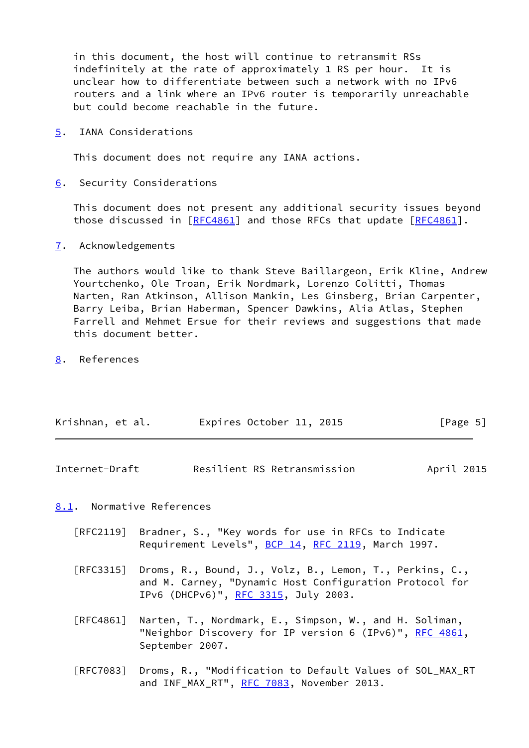in this document, the host will continue to retransmit RSs indefinitely at the rate of approximately 1 RS per hour. It is unclear how to differentiate between such a network with no IPv6 routers and a link where an IPv6 router is temporarily unreachable but could become reachable in the future.

## 5. IANA Considerations

This document does not require any IANA actions.

## 6. Security Considerations

This document does not present any additional security issues beyond those discussed in [RFC4861] and those RFCs that update [RFC4861].

## 7. Acknowledgements

The authors would like to thank Steve Baillargeon, Erik Kline, Andrew Yourtchenko, Ole Troan, Erik Nordmark, Lorenzo Colitti, Thomas Narten, Ran Atkinson, Allison Mankin, Les Ginsberg, Brian Carpenter, Barry Leiba, Brian Haberman, Spencer Dawkins, Alia Atlas, Stephen Farrell and Mehmet Ersue for their reviews and suggestions that made this document better.

## 8. References

### 8.1. Normative References

[RFC2119] Bradner, S., "Key words for use in RFCs to Indicate Requirement Levels", BCP 14, RFC 2119, March 1997.

[RFC3315] Droms, R., Bound, J., Volz, B., Lemon, T., Perkins, C., and M. Carney, "Dynamic Host Configuration Protocol for IPv6 (DHCPv6)", RFC 3315, July 2003.

[RFC4861] Narten, T., Nordmark, E., Simpson, W., and H. Soliman, "Neighbor Discovery for IP version 6 (IPv6)", RFC 4861, September 2007.

[RFC7083] Droms, R., "Modification to Default Values of SOL_MAX_RT and INF_MAX_RT", RFC 7083, November 2013.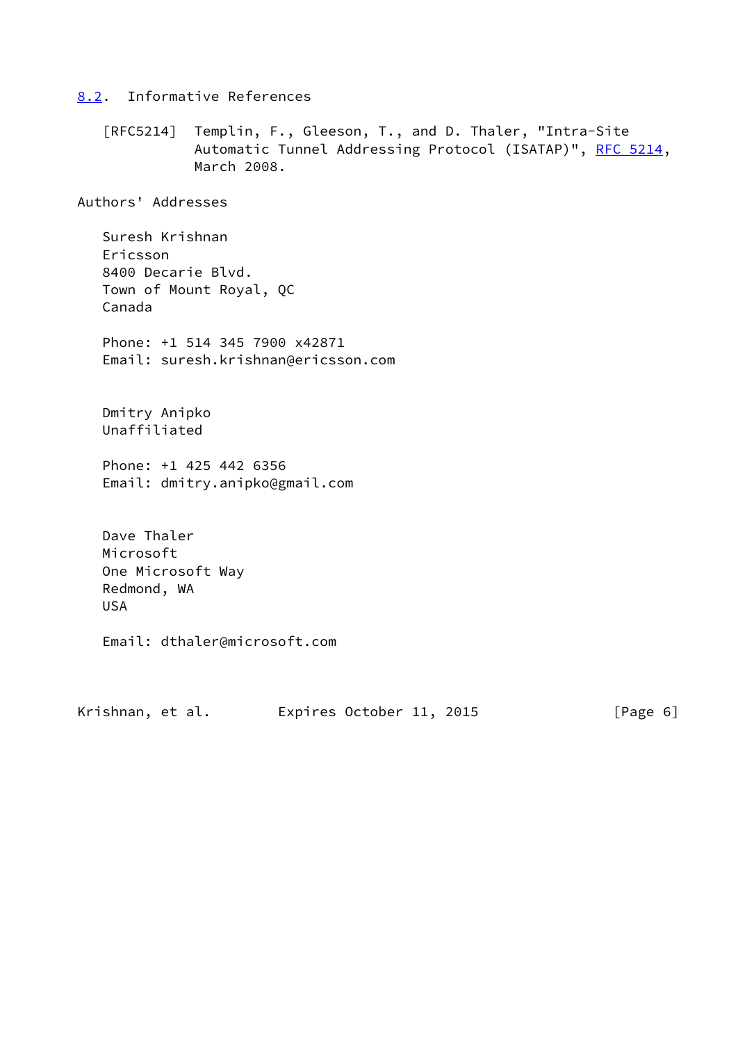### 8.2. Informative References

[RFC5214] Templin, F., Gleeson, T., and D. Thaler, "Intra-Site Automatic Tunnel Addressing Protocol (ISATAP)", RFC 5214, March 2008.

## Authors' Addresses

Suresh Krishnan
Ericsson
8400 Decarie Blvd.
Town of Mount Royal, QC
Canada

Phone: +1 514 345 7900 x42871
Email: suresh.krishnan@ericsson.com

Dmitry Anipko
Unaffiliated

Phone: +1 425 442 6356
Email: dmitry.anipko@gmail.com

Dave Thaler
Microsoft
One Microsoft Way
Redmond, WA
USA

Email: dthaler@microsoft.com